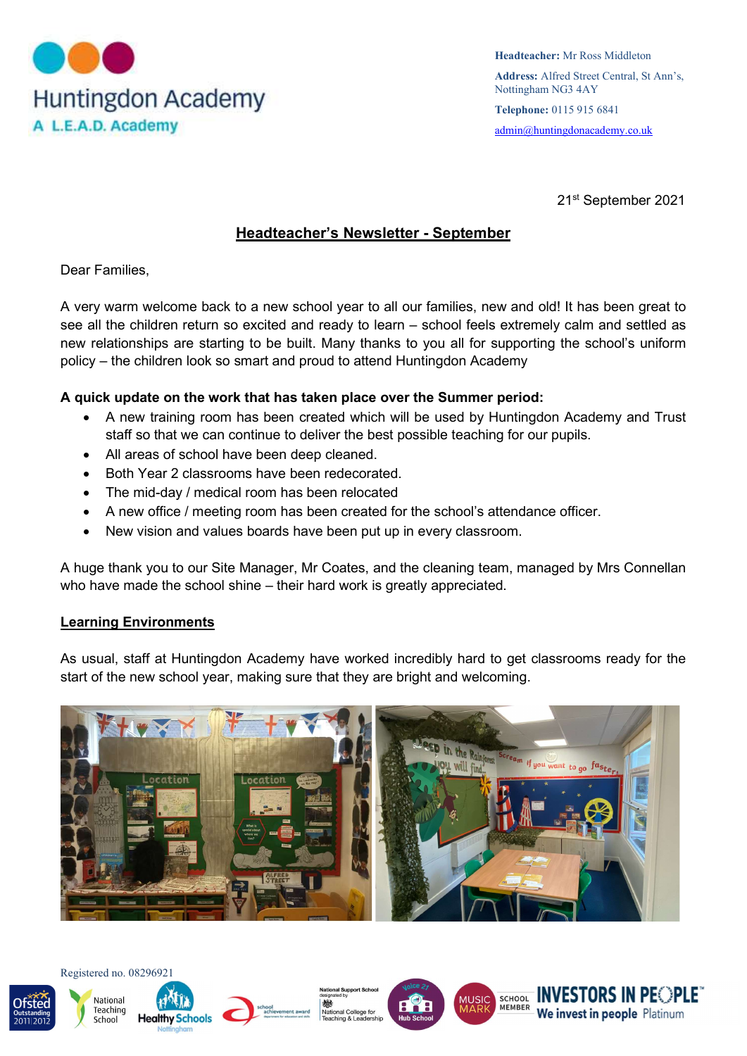Huntingdon Academy
A L.E.A.D. Academy

**Headteacher:** Mr Ross Middleton

**Address:** Alfred Street Central, St Ann's, Nottingham NG3 4AY

**Telephone:** 0115 915 6841

admin@huntingdonacademy.co.uk

21st September 2021

# Headteacher's Newsletter - September

Dear Families,

A very warm welcome back to a new school year to all our families, new and old! It has been great to see all the children return so excited and ready to learn – school feels extremely calm and settled as new relationships are starting to be built. Many thanks to you all for supporting the school's uniform policy – the children look so smart and proud to attend Huntingdon Academy

**A quick update on the work that has taken place over the Summer period:**

- A new training room has been created which will be used by Huntingdon Academy and Trust staff so that we can continue to deliver the best possible teaching for our pupils.
- All areas of school have been deep cleaned.
- Both Year 2 classrooms have been redecorated.
- The mid-day / medical room has been relocated
- A new office / meeting room has been created for the school's attendance officer.
- New vision and values boards have been put up in every classroom.

A huge thank you to our Site Manager, Mr Coates, and the cleaning team, managed by Mrs Connellan who have made the school shine – their hard work is greatly appreciated.

## Learning Environments

As usual, staff at Huntingdon Academy have worked incredibly hard to get classrooms ready for the start of the new school year, making sure that they are bright and welcoming.

Registered no. 08296921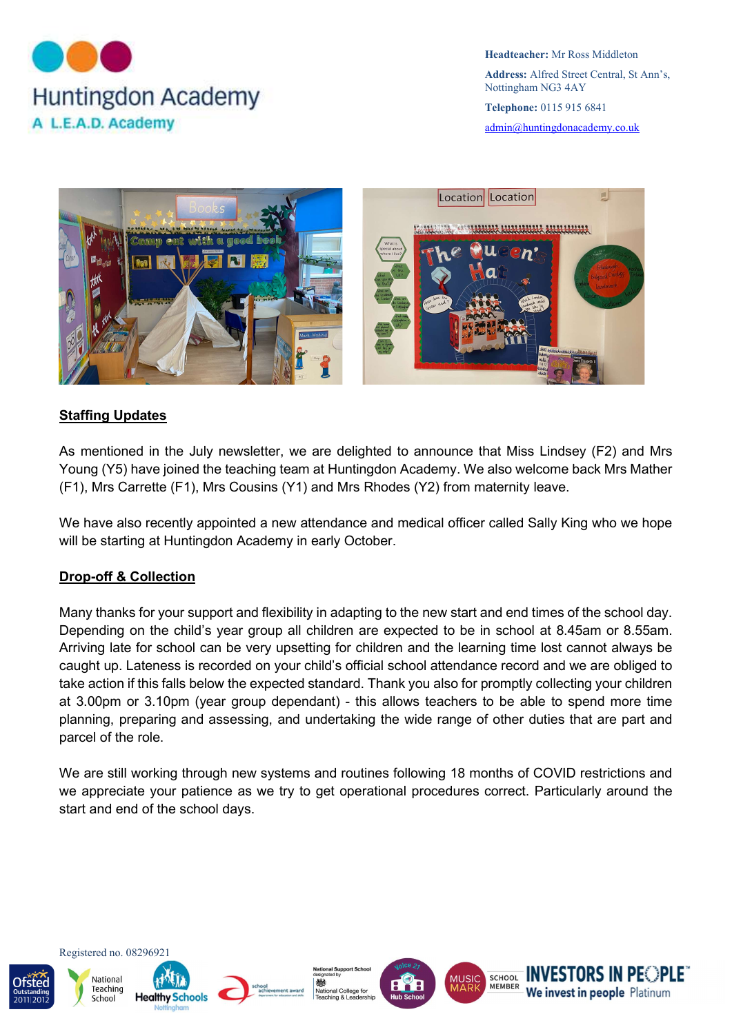## Staffing Updates

As mentioned in the July newsletter, we are delighted to announce that Miss Lindsey (F2) and Mrs Young (Y5) have joined the teaching team at Huntingdon Academy. We also welcome back Mrs Mather (F1), Mrs Carrette (F1), Mrs Cousins (Y1) and Mrs Rhodes (Y2) from maternity leave.

We have also recently appointed a new attendance and medical officer called Sally King who we hope will be starting at Huntingdon Academy in early October.

## Drop-off & Collection

Many thanks for your support and flexibility in adapting to the new start and end times of the school day. Depending on the child's year group all children are expected to be in school at 8.45am or 8.55am. Arriving late for school can be very upsetting for children and the learning time lost cannot always be caught up. Lateness is recorded on your child's official school attendance record and we are obliged to take action if this falls below the expected standard. Thank you also for promptly collecting your children at 3.00pm or 3.10pm (year group dependant) - this allows teachers to be able to spend more time planning, preparing and assessing, and undertaking the wide range of other duties that are part and parcel of the role.

We are still working through new systems and routines following 18 months of COVID restrictions and we appreciate your patience as we try to get operational procedures correct. Particularly around the start and end of the school days.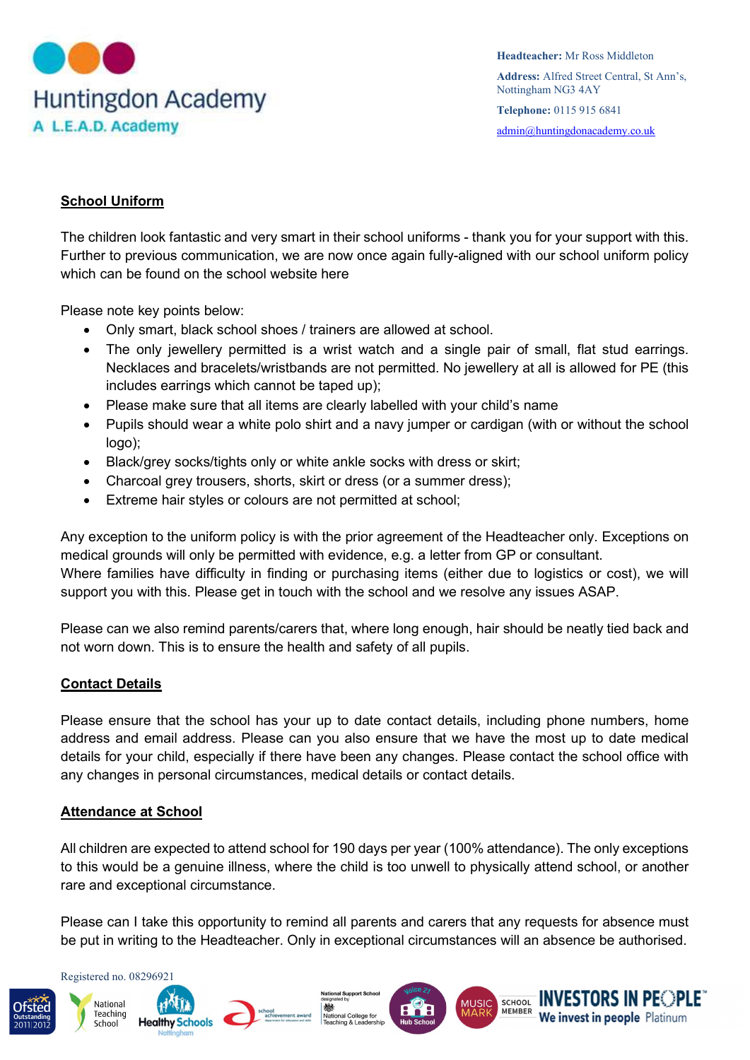Huntingdon Academy
A L.E.A.D. Academy

**Headteacher:** Mr Ross Middleton

**Address:** Alfred Street Central, St Ann's, Nottingham NG3 4AY

**Telephone:** 0115 915 6841

admin@huntingdonacademy.co.uk

## School Uniform

The children look fantastic and very smart in their school uniforms - thank you for your support with this. Further to previous communication, we are now once again fully-aligned with our school uniform policy which can be found on the school website here

Please note key points below:

- Only smart, black school shoes / trainers are allowed at school.
- The only jewellery permitted is a wrist watch and a single pair of small, flat stud earrings. Necklaces and bracelets/wristbands are not permitted. No jewellery at all is allowed for PE (this includes earrings which cannot be taped up);
- Please make sure that all items are clearly labelled with your child's name
- Pupils should wear a white polo shirt and a navy jumper or cardigan (with or without the school logo);
- Black/grey socks/tights only or white ankle socks with dress or skirt;
- Charcoal grey trousers, shorts, skirt or dress (or a summer dress);
- Extreme hair styles or colours are not permitted at school;

Any exception to the uniform policy is with the prior agreement of the Headteacher only. Exceptions on medical grounds will only be permitted with evidence, e.g. a letter from GP or consultant.
Where families have difficulty in finding or purchasing items (either due to logistics or cost), we will support you with this. Please get in touch with the school and we resolve any issues ASAP.

Please can we also remind parents/carers that, where long enough, hair should be neatly tied back and not worn down. This is to ensure the health and safety of all pupils.

## Contact Details

Please ensure that the school has your up to date contact details, including phone numbers, home address and email address. Please can you also ensure that we have the most up to date medical details for your child, especially if there have been any changes. Please contact the school office with any changes in personal circumstances, medical details or contact details.

## Attendance at School

All children are expected to attend school for 190 days per year (100% attendance). The only exceptions to this would be a genuine illness, where the child is too unwell to physically attend school, or another rare and exceptional circumstance.

Please can I take this opportunity to remind all parents and carers that any requests for absence must be put in writing to the Headteacher. Only in exceptional circumstances will an absence be authorised.

Registered no. 08296921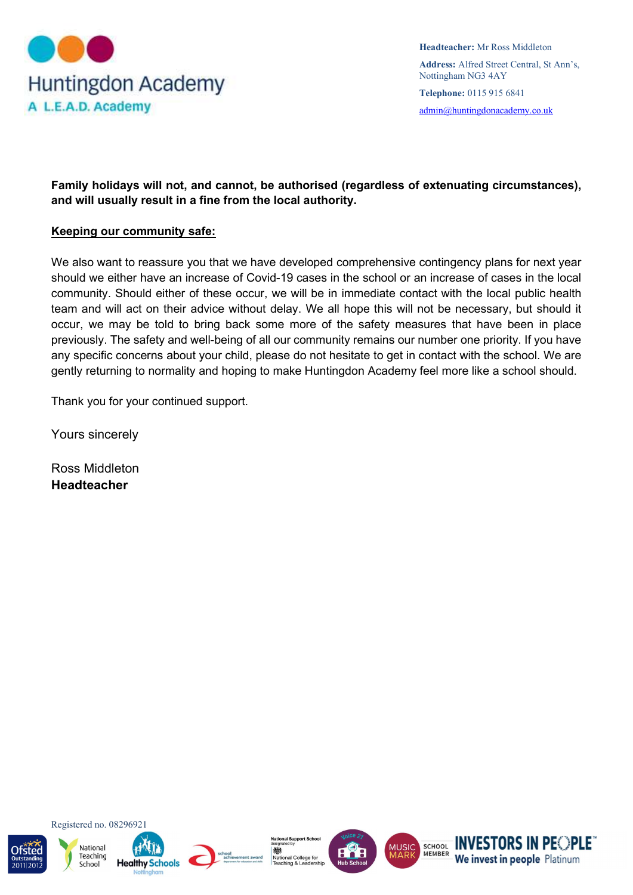**Family holidays will not, and cannot, be authorised (regardless of extenuating circumstances), and will usually result in a fine from the local authority.**

## Keeping our community safe:

We also want to reassure you that we have developed comprehensive contingency plans for next year should we either have an increase of Covid-19 cases in the school or an increase of cases in the local community. Should either of these occur, we will be in immediate contact with the local public health team and will act on their advice without delay. We all hope this will not be necessary, but should it occur, we may be told to bring back some more of the safety measures that have been in place previously. The safety and well-being of all our community remains our number one priority. If you have any specific concerns about your child, please do not hesitate to get in contact with the school. We are gently returning to normality and hoping to make Huntingdon Academy feel more like a school should.

Thank you for your continued support.

Yours sincerely

Ross Middleton
**Headteacher**